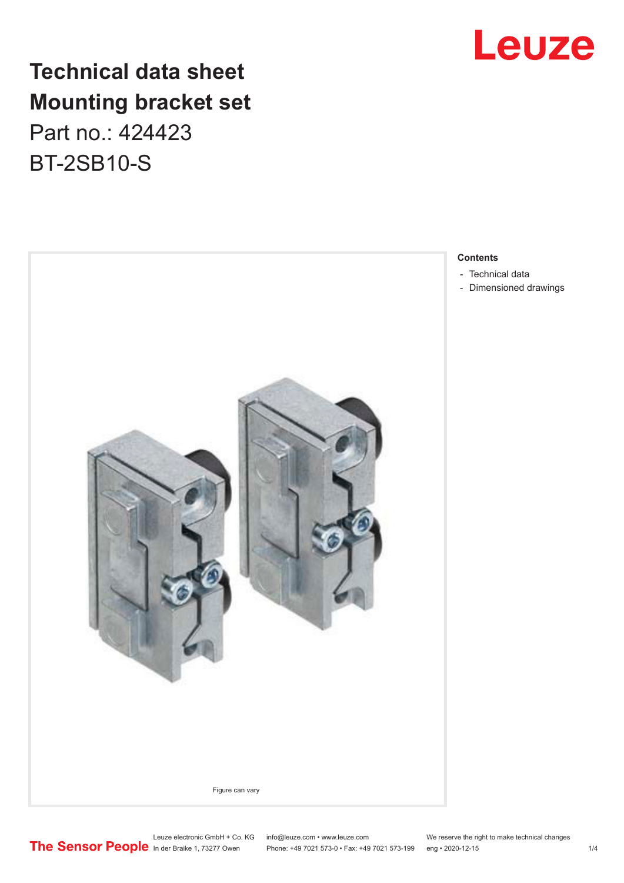# Technical data sheet
# Mounting bracket set

Part no.: 424423

BT-2SB10-S

Figure can vary

**Contents**

- Technical data
- Dimensioned drawings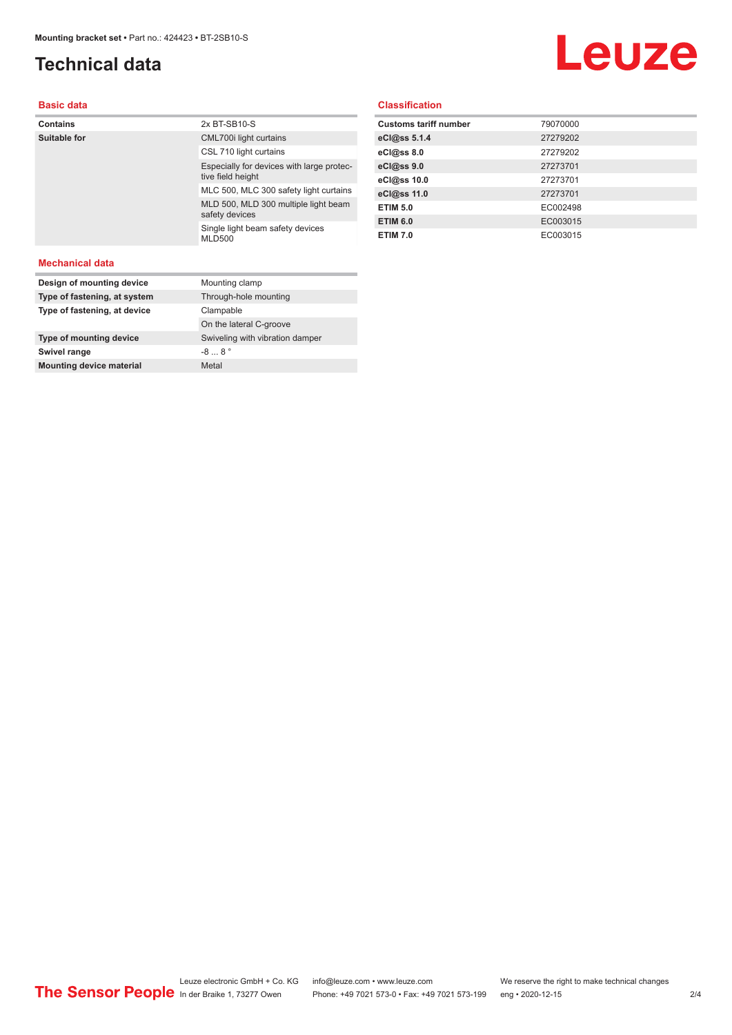# Technical data

## Basic data

| | |
|---|---|
| **Contains** | 2x BT-SB10-S |
| **Suitable for** | CML700i light curtains |
| | CSL 710 light curtains |
| | Especially for devices with large protective field height |
| | MLC 500, MLC 300 safety light curtains |
| | MLD 500, MLD 300 multiple light beam safety devices |
| | Single light beam safety devices MLD500 |

## Mechanical data

| | |
|---|---|
| **Design of mounting device** | Mounting clamp |
| **Type of fastening, at system** | Through-hole mounting |
| **Type of fastening, at device** | Clampable |
| | On the lateral C-groove |
| **Type of mounting device** | Swiveling with vibration damper |
| **Swivel range** | -8 ... 8 ° |
| **Mounting device material** | Metal |

## Classification

| | |
|---|---|
| **Customs tariff number** | 79070000 |
| **eCl@ss 5.1.4** | 27279202 |
| **eCl@ss 8.0** | 27279202 |
| **eCl@ss 9.0** | 27273701 |
| **eCl@ss 10.0** | 27273701 |
| **eCl@ss 11.0** | 27273701 |
| **ETIM 5.0** | EC002498 |
| **ETIM 6.0** | EC003015 |
| **ETIM 7.0** | EC003015 |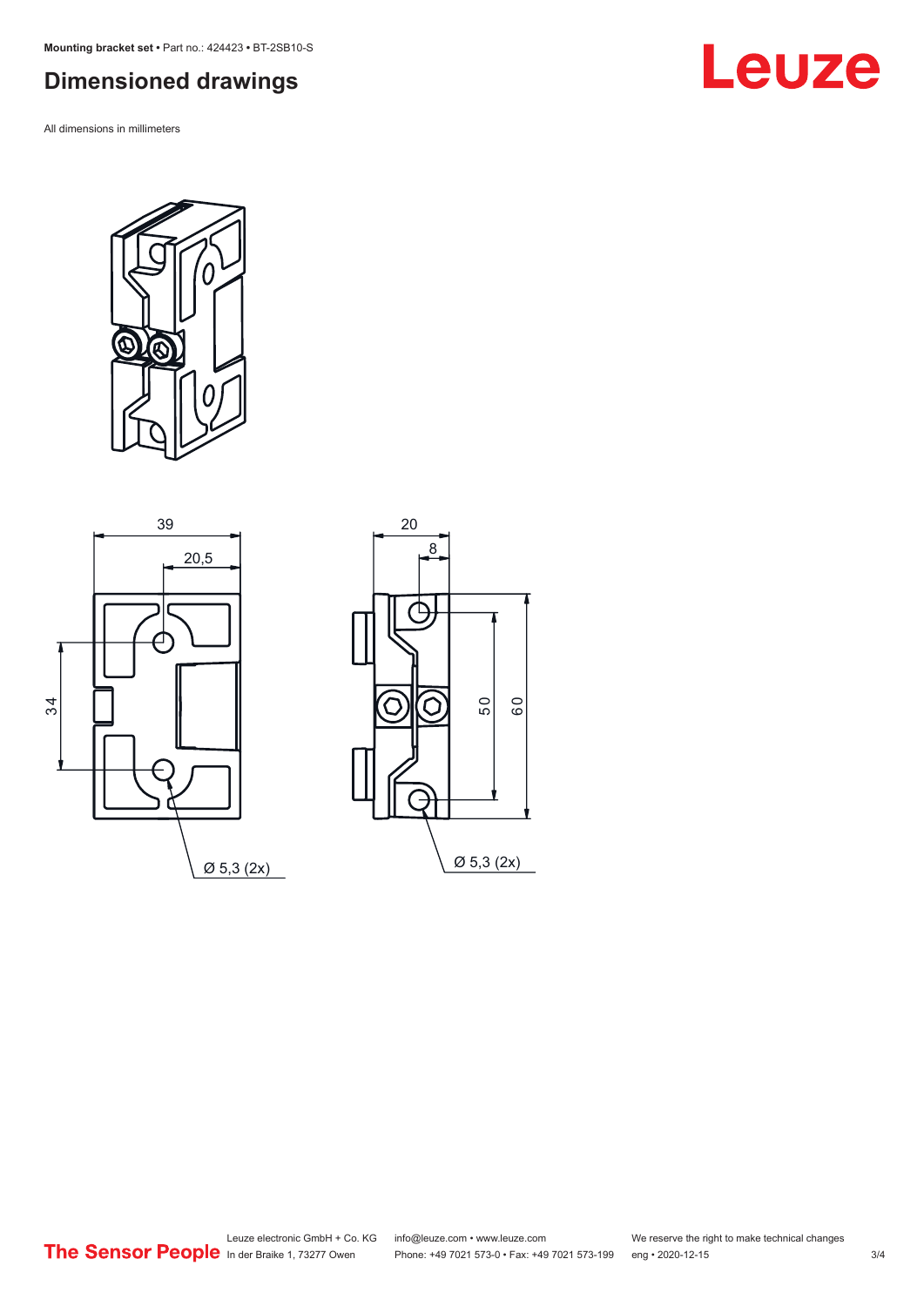## Dimensioned drawings

All dimensions in millimeters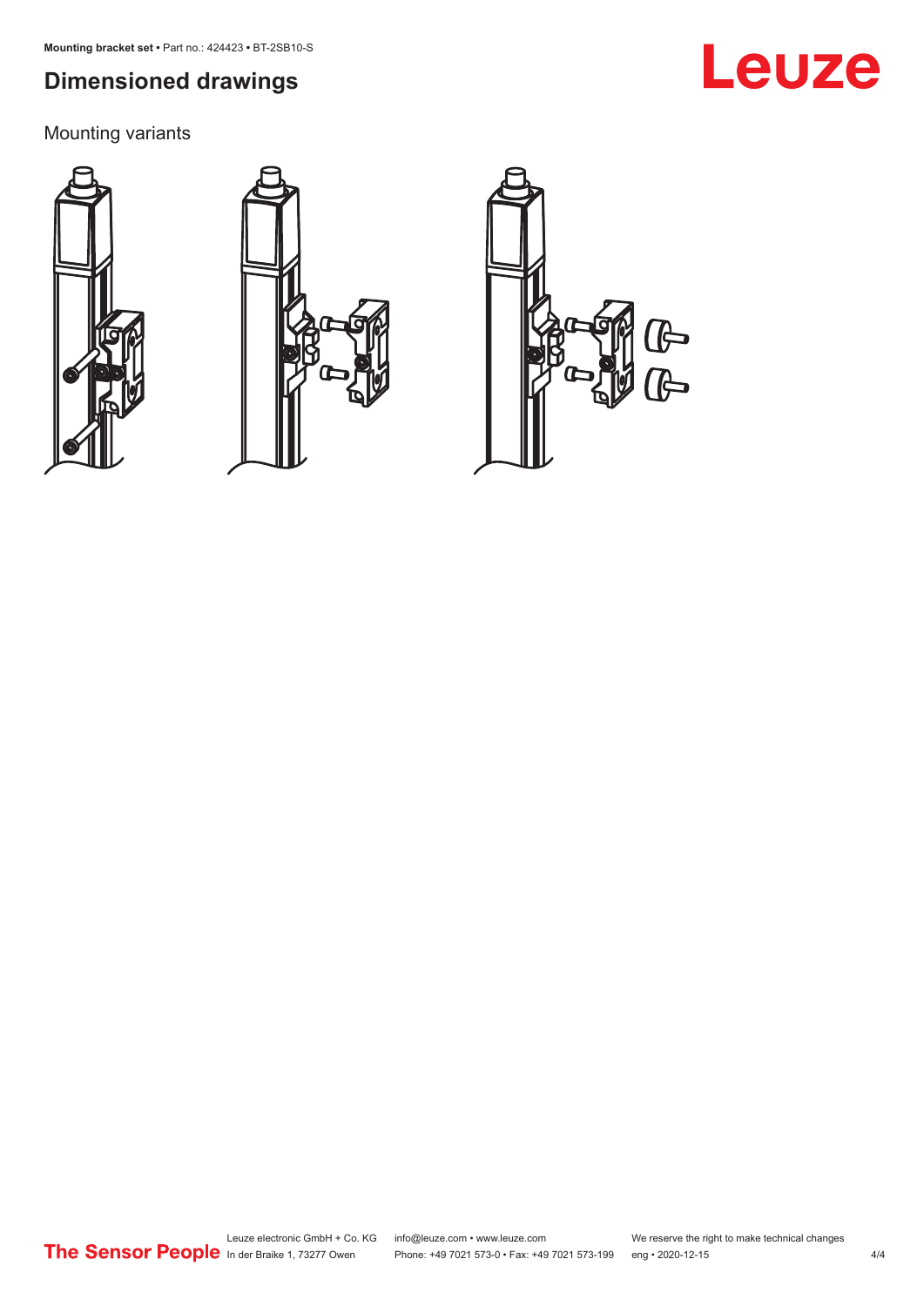## Dimensioned drawings

Mounting variants